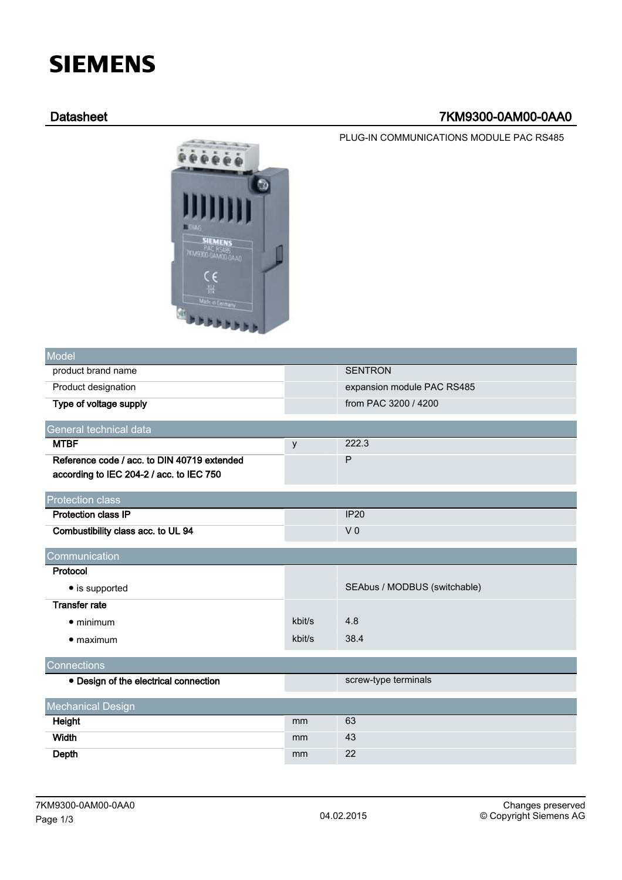# SIEMENS

## Datasheet — 7KM9300-0AM00-0AA0

PLUG-IN COMMUNICATIONS MODULE PAC RS485

| Model | | |
|---|---|---|
| product brand name | | SENTRON |
| Product designation | | expansion module PAC RS485 |
| **Type of voltage supply** | | from PAC 3200 / 4200 |

| General technical data | | |
|---|---|---|
| **MTBF** | y | 222.3 |
| **Reference code / acc. to DIN 40719 extended according to IEC 204-2 / acc. to IEC 750** | | P |

| Protection class | | |
|---|---|---|
| **Protection class IP** | | IP20 |
| **Combustibility class acc. to UL 94** | | V 0 |

| Communication | | |
|---|---|---|
| **Protocol** | | |
| • is supported | | SEAbus / MODBUS (switchable) |
| **Transfer rate** | | |
| • minimum | kbit/s | 4.8 |
| • maximum | kbit/s | 38.4 |

| Connections | | |
|---|---|---|
| **• Design of the electrical connection** | | screw-type terminals |

| Mechanical Design | | |
|---|---|---|
| **Height** | mm | 63 |
| **Width** | mm | 43 |
| **Depth** | mm | 22 |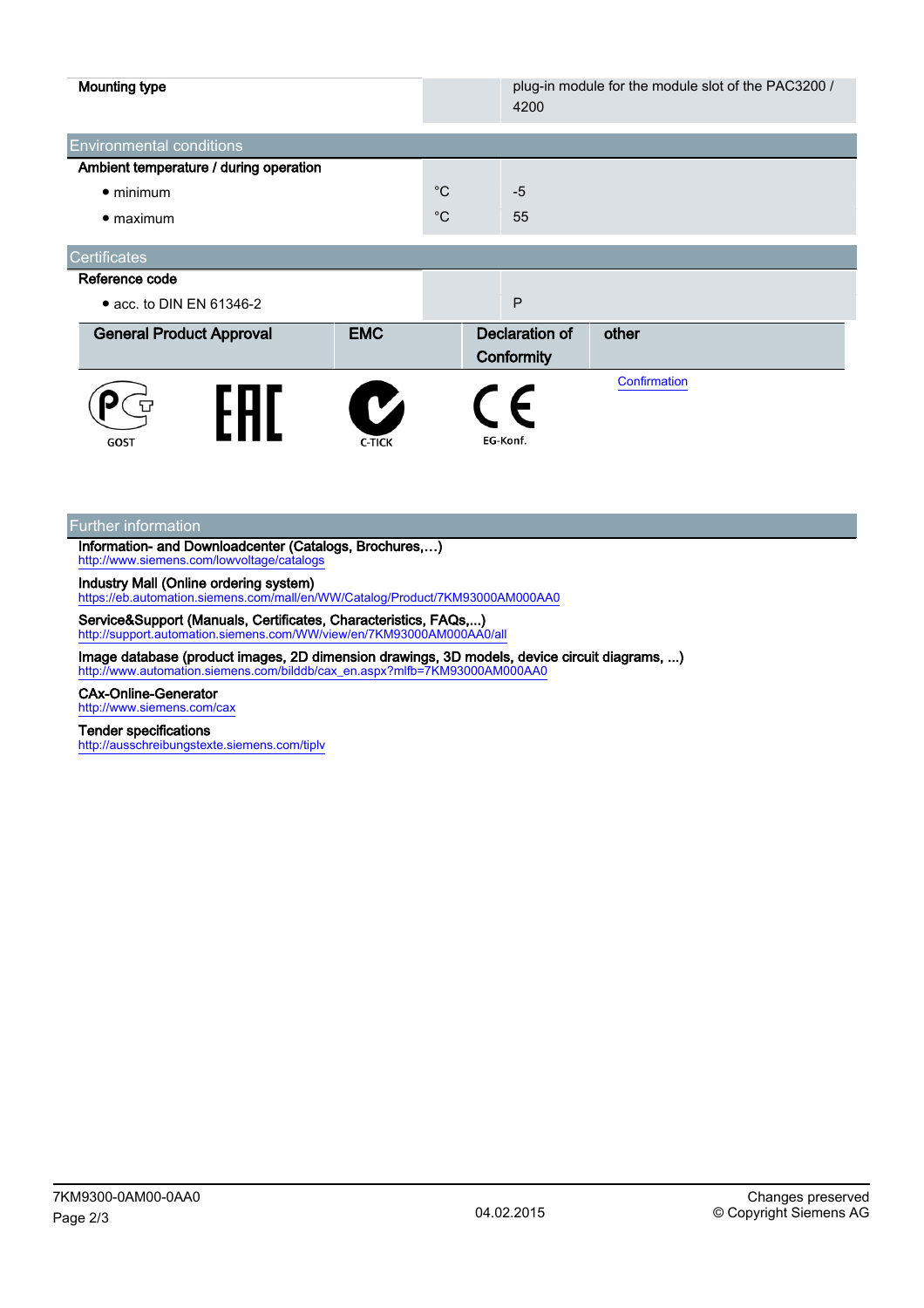| | | |
|---|---|---|
| **Mounting type** | | plug-in module for the module slot of the PAC3200 / 4200 |

## Environmental conditions

| | | |
|---|---|---|
| **Ambient temperature / during operation** | | |
| • minimum | °C | -5 |
| • maximum | °C | 55 |

## Certificates

| | | |
|---|---|---|
| **Reference code** | | |
| • acc. to DIN EN 61346-2 | | P |

| General Product Approval | | EMC | Declaration of Conformity | other |
|---|---|---|---|---|
| GOST | EAC | C-TICK | EG-Konf. | Confirmation |

## Further information

**Information- and Downloadcenter (Catalogs, Brochures,…)**
http://www.siemens.com/lowvoltage/catalogs

**Industry Mall (Online ordering system)**
https://eb.automation.siemens.com/mall/en/WW/Catalog/Product/7KM93000AM000AA0

**Service&Support (Manuals, Certificates, Characteristics, FAQs,...)**
http://support.automation.siemens.com/WW/view/en/7KM93000AM000AA0/all

**Image database (product images, 2D dimension drawings, 3D models, device circuit diagrams, ...)**
http://www.automation.siemens.com/bilddb/cax_en.aspx?mlfb=7KM93000AM000AA0

**CAx-Online-Generator**
http://www.siemens.com/cax

**Tender specifications**
http://ausschreibungstexte.siemens.com/tiplv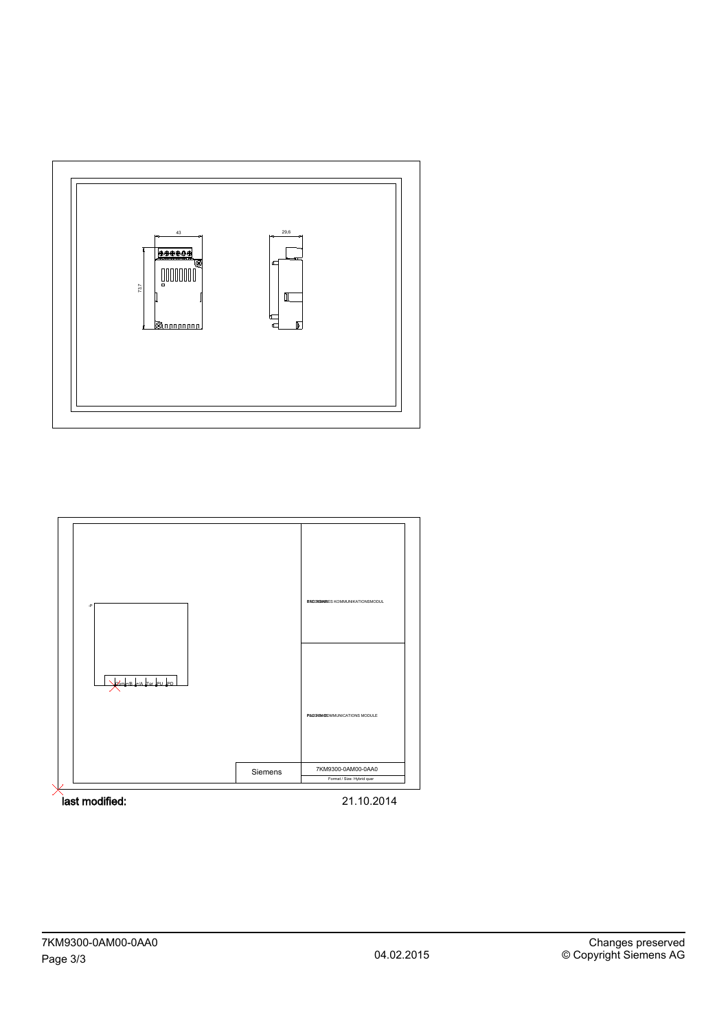43

29,6

73,7

-P

PROFIBUS KOMMUNIKATIONSMODUL

PROFIBUS COMMUNICATIONS MODULE

Siemens

7KM9300-0AM00-0AA0

Format / Size: Hybrid quer

**last modified:** 21.10.2014

7KM9300-0AM00-0AA0

04.02.2015

Changes preserved
© Copyright Siemens AG